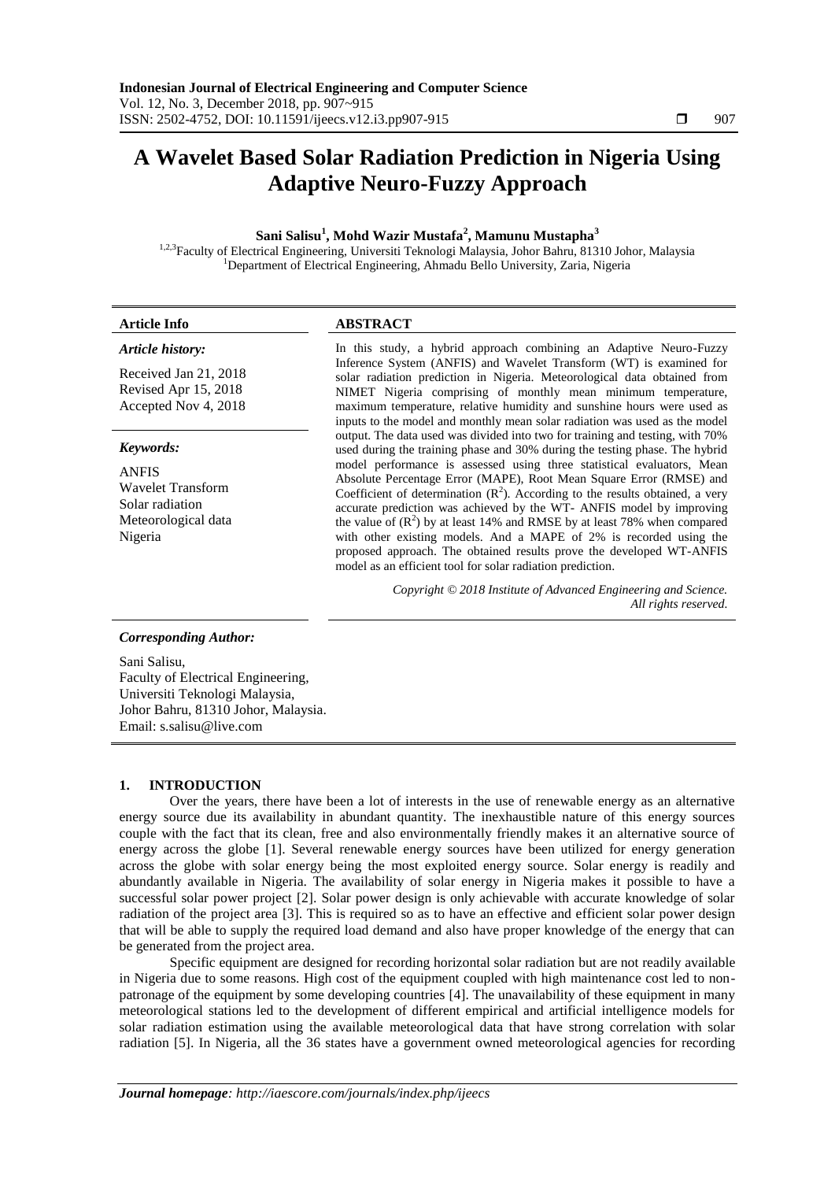# A Wavelet Based Solar Radiation Prediction in Nigeria Using Adaptive Neuro-Fuzzy Approach

**Sani Salisu[1], Mohd Wazir Mustafa[2], Mamunu Mustapha[3]**

[1,2,3]Faculty of Electrical Engineering, Universiti Teknologi Malaysia, Johor Bahru, 81310 Johor, Malaysia
[1]Department of Electrical Engineering, Ahmadu Bello University, Zaria, Nigeria

**Article Info**

***Article history:***

Received Jan 21, 2018
Revised Apr 15, 2018
Accepted Nov 4, 2018

***Keywords:***

ANFIS
Wavelet Transform
Solar radiation
Meteorological data
Nigeria

**ABSTRACT**

In this study, a hybrid approach combining an Adaptive Neuro-Fuzzy Inference System (ANFIS) and Wavelet Transform (WT) is examined for solar radiation prediction in Nigeria. Meteorological data obtained from NIMET Nigeria comprising of monthly mean minimum temperature, maximum temperature, relative humidity and sunshine hours were used as inputs to the model and monthly mean solar radiation was used as the model output. The data used was divided into two for training and testing, with 70% used during the training phase and 30% during the testing phase. The hybrid model performance is assessed using three statistical evaluators, Mean Absolute Percentage Error (MAPE), Root Mean Square Error (RMSE) and Coefficient of determination ($R^2$). According to the results obtained, a very accurate prediction was achieved by the WT- ANFIS model by improving the value of ($R^2$) by at least 14% and RMSE by at least 78% when compared with other existing models. And a MAPE of 2% is recorded using the proposed approach. The obtained results prove the developed WT-ANFIS model as an efficient tool for solar radiation prediction.

*Copyright © 2018 Institute of Advanced Engineering and Science. All rights reserved.*

***Corresponding Author:***

Sani Salisu,
Faculty of Electrical Engineering,
Universiti Teknologi Malaysia,
Johor Bahru, 81310 Johor, Malaysia.
Email: s.salisu@live.com

## 1. INTRODUCTION

Over the years, there have been a lot of interests in the use of renewable energy as an alternative energy source due its availability in abundant quantity. The inexhaustible nature of this energy sources couple with the fact that its clean, free and also environmentally friendly makes it an alternative source of energy across the globe [1]. Several renewable energy sources have been utilized for energy generation across the globe with solar energy being the most exploited energy source. Solar energy is readily and abundantly available in Nigeria. The availability of solar energy in Nigeria makes it possible to have a successful solar power project [2]. Solar power design is only achievable with accurate knowledge of solar radiation of the project area [3]. This is required so as to have an effective and efficient solar power design that will be able to supply the required load demand and also have proper knowledge of the energy that can be generated from the project area.

Specific equipment are designed for recording horizontal solar radiation but are not readily available in Nigeria due to some reasons. High cost of the equipment coupled with high maintenance cost led to non-patronage of the equipment by some developing countries [4]. The unavailability of these equipment in many meteorological stations led to the development of different empirical and artificial intelligence models for solar radiation estimation using the available meteorological data that have strong correlation with solar radiation [5]. In Nigeria, all the 36 states have a government owned meteorological agencies for recording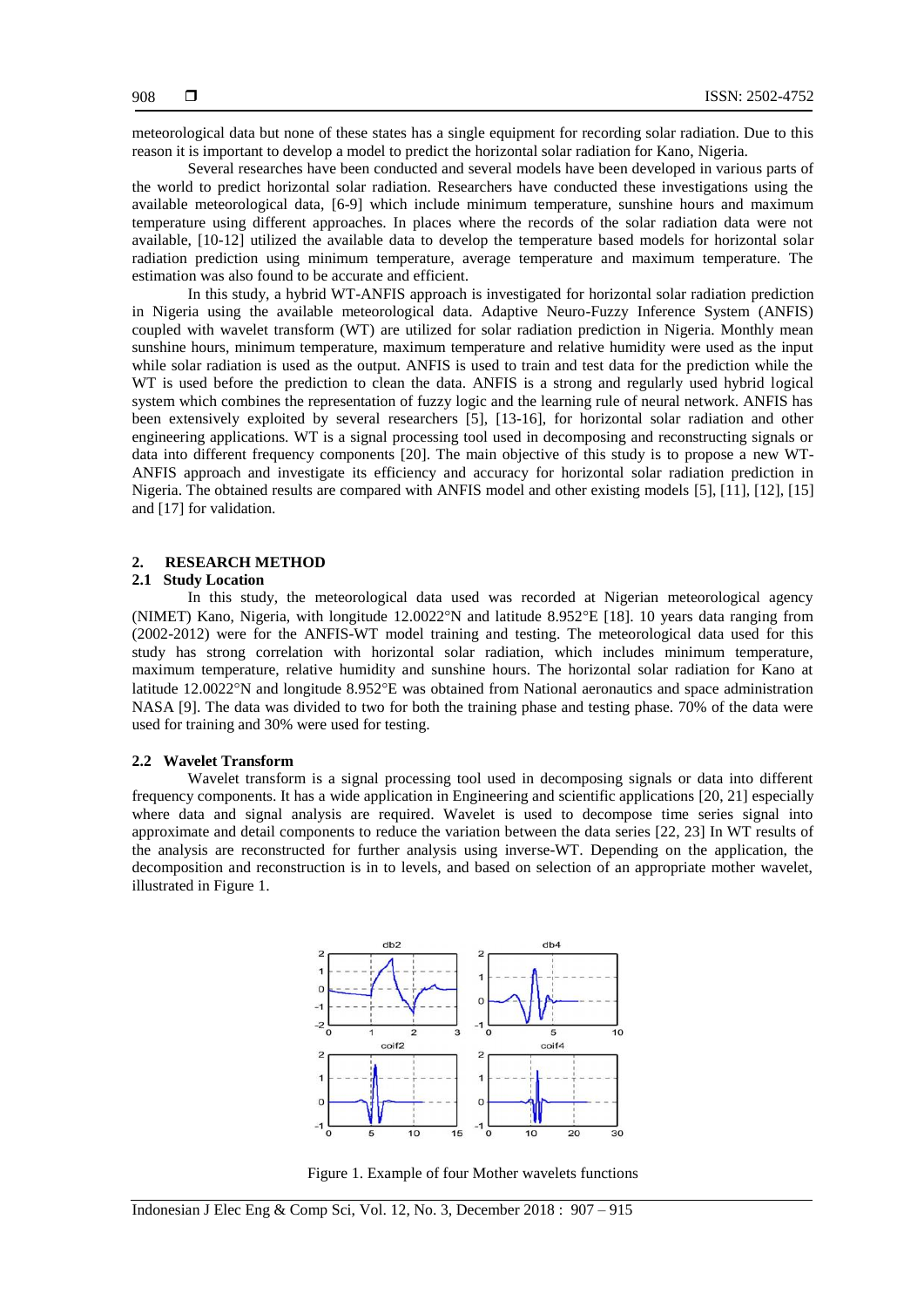meteorological data but none of these states has a single equipment for recording solar radiation. Due to this reason it is important to develop a model to predict the horizontal solar radiation for Kano, Nigeria.

Several researches have been conducted and several models have been developed in various parts of the world to predict horizontal solar radiation. Researchers have conducted these investigations using the available meteorological data, [6-9] which include minimum temperature, sunshine hours and maximum temperature using different approaches. In places where the records of the solar radiation data were not available, [10-12] utilized the available data to develop the temperature based models for horizontal solar radiation prediction using minimum temperature, average temperature and maximum temperature. The estimation was also found to be accurate and efficient.

In this study, a hybrid WT-ANFIS approach is investigated for horizontal solar radiation prediction in Nigeria using the available meteorological data. Adaptive Neuro-Fuzzy Inference System (ANFIS) coupled with wavelet transform (WT) are utilized for solar radiation prediction in Nigeria. Monthly mean sunshine hours, minimum temperature, maximum temperature and relative humidity were used as the input while solar radiation is used as the output. ANFIS is used to train and test data for the prediction while the WT is used before the prediction to clean the data. ANFIS is a strong and regularly used hybrid logical system which combines the representation of fuzzy logic and the learning rule of neural network. ANFIS has been extensively exploited by several researchers [5], [13-16], for horizontal solar radiation and other engineering applications. WT is a signal processing tool used in decomposing and reconstructing signals or data into different frequency components [20]. The main objective of this study is to propose a new WT-ANFIS approach and investigate its efficiency and accuracy for horizontal solar radiation prediction in Nigeria. The obtained results are compared with ANFIS model and other existing models [5], [11], [12], [15] and [17] for validation.

## 2. RESEARCH METHOD

### 2.1 Study Location

In this study, the meteorological data used was recorded at Nigerian meteorological agency (NIMET) Kano, Nigeria, with longitude 12.0022°N and latitude 8.952°E [18]. 10 years data ranging from (2002-2012) were for the ANFIS-WT model training and testing. The meteorological data used for this study has strong correlation with horizontal solar radiation, which includes minimum temperature, maximum temperature, relative humidity and sunshine hours. The horizontal solar radiation for Kano at latitude 12.0022°N and longitude 8.952°E was obtained from National aeronautics and space administration NASA [9]. The data was divided to two for both the training phase and testing phase. 70% of the data were used for training and 30% were used for testing.

### 2.2 Wavelet Transform

Wavelet transform is a signal processing tool used in decomposing signals or data into different frequency components. It has a wide application in Engineering and scientific applications [20, 21] especially where data and signal analysis are required. Wavelet is used to decompose time series signal into approximate and detail components to reduce the variation between the data series [22, 23] In WT results of the analysis are reconstructed for further analysis using inverse-WT. Depending on the application, the decomposition and reconstruction is in to levels, and based on selection of an appropriate mother wavelet, illustrated in Figure 1.

Figure 1. Example of four Mother wavelets functions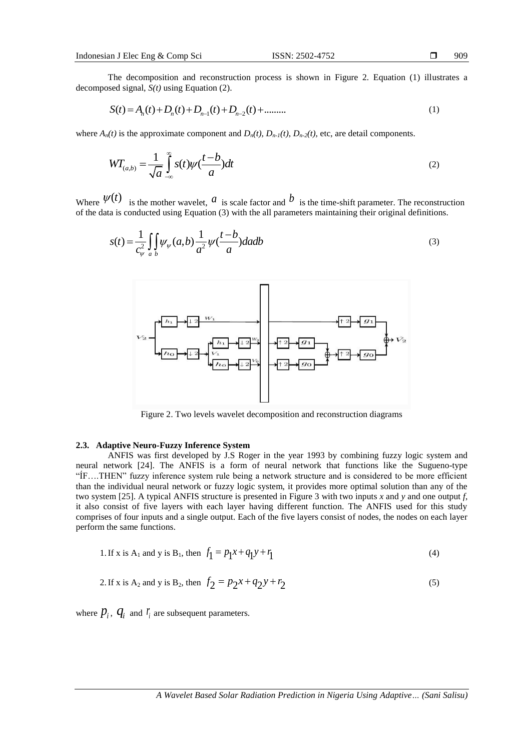The decomposition and reconstruction process is shown in Figure 2. Equation (1) illustrates a decomposed signal, *S(t)* using Equation (2).

$$S(t) = A_n(t) + D_n(t) + D_{n-1}(t) + D_{n-2}(t) + \dots\dots\dots \tag{1}$$

where $A_n(t)$ is the approximate component and $D_n(t)$, $D_{n-1}(t)$, $D_{n-2}(t)$, etc, are detail components.

$$WT_{(a,b)} = \frac{1}{\sqrt{a}} \int_{-\infty}^{\infty} s(t)\psi(\frac{t-b}{a})dt \tag{2}$$

Where $\psi(t)$ is the mother wavelet, $a$ is scale factor and $b$ is the time-shift parameter. The reconstruction of the data is conducted using Equation (3) with the all parameters maintaining their original definitions.

$$s(t) = \frac{1}{c_{\psi}^2} \int_a \int_b \psi_{\psi}(a,b) \frac{1}{a^2} \psi(\frac{t-b}{a}) da db \tag{3}$$

Figure 2. Two levels wavelet decomposition and reconstruction diagrams

### 2.3. Adaptive Neuro-Fuzzy Inference System

ANFIS was first developed by J.S Roger in the year 1993 by combining fuzzy logic system and neural network [24]. The ANFIS is a form of neural network that functions like the Sugueno-type "ÍF….THEN" fuzzy inference system rule being a network structure and is considered to be more efficient than the individual neural network or fuzzy logic system, it provides more optimal solution than any of the two system [25]. A typical ANFIS structure is presented in Figure 3 with two inputs *x* and *y* and one output *f*, it also consist of five layers with each layer having different function. The ANFIS used for this study comprises of four inputs and a single output. Each of the five layers consist of nodes, the nodes on each layer perform the same functions.

1. If x is $A_1$ and y is $B_1$, then $f_1 = p_1x + q_1y + r_1$ (4)

2. If x is $A_2$ and y is $B_2$, then $f_2 = p_2x + q_2y + r_2$ (5)

where $p_i$, $q_i$ and $r_i$ are subsequent parameters.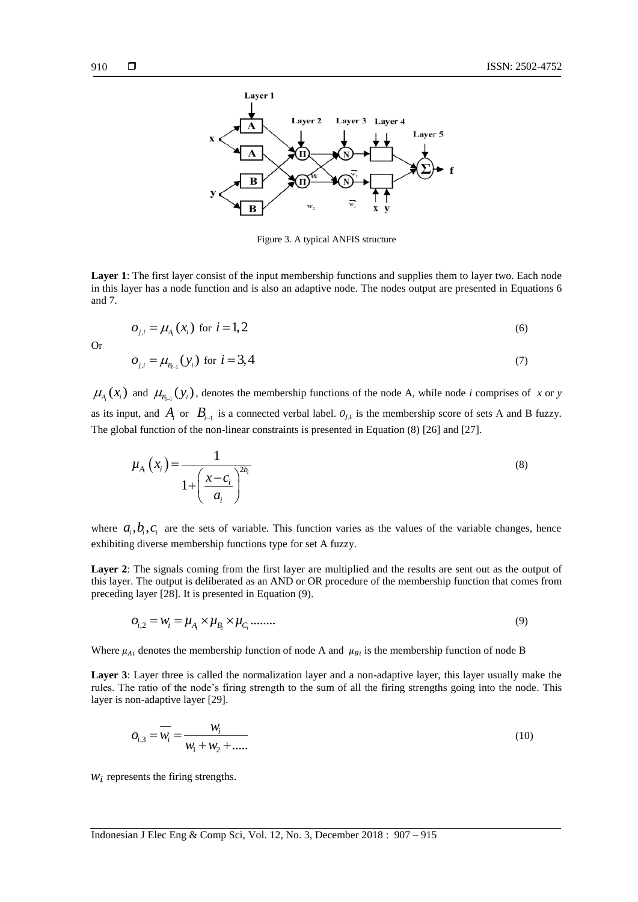Figure 3. A typical ANFIS structure

**Layer 1**: The first layer consist of the input membership functions and supplies them to layer two. Each node in this layer has a node function and is also an adaptive node. The nodes output are presented in Equations 6 and 7.

$$o_{j,i} = \mu_{A_i}(x_i) \text{ for } i = 1,2 \tag{6}$$

Or

$$o_{j,i} = \mu_{B_{i-1}}(y_i) \text{ for } i = 3,4 \tag{7}$$

$\mu_{A_i}(x_i)$ and $\mu_{B_{i-1}}(y_i)$, denotes the membership functions of the node A, while node *i* comprises of *x* or *y* as its input, and $A_i$ or $B_{i-1}$ is a connected verbal label. $o_{j,i}$ is the membership score of sets A and B fuzzy. The global function of the non-linear constraints is presented in Equation (8) [26] and [27].

$$\mu_{A_i}(x_i) = \frac{1}{1 + \left(\frac{x - c_i}{a_i}\right)^{2b_i}} \tag{8}$$

where $a_i, b_i, c_i$ are the sets of variable. This function varies as the values of the variable changes, hence exhibiting diverse membership functions type for set A fuzzy.

**Layer 2**: The signals coming from the first layer are multiplied and the results are sent out as the output of this layer. The output is deliberated as an AND or OR procedure of the membership function that comes from preceding layer [28]. It is presented in Equation (9).

$$o_{i,2} = w_i = \mu_{A_i} \times \mu_{B_i} \times \mu_{C_i} \text{........} \tag{9}$$

Where $\mu_{Ai}$ denotes the membership function of node A and $\mu_{Bi}$ is the membership function of node B

**Layer 3**: Layer three is called the normalization layer and a non-adaptive layer, this layer usually make the rules. The ratio of the node's firing strength to the sum of all the firing strengths going into the node. This layer is non-adaptive layer [29].

$$o_{i,3} = \overline{w_i} = \frac{w_i}{w_1 + w_2 + \text{.....}} \tag{10}$$

$w_i$ represents the firing strengths.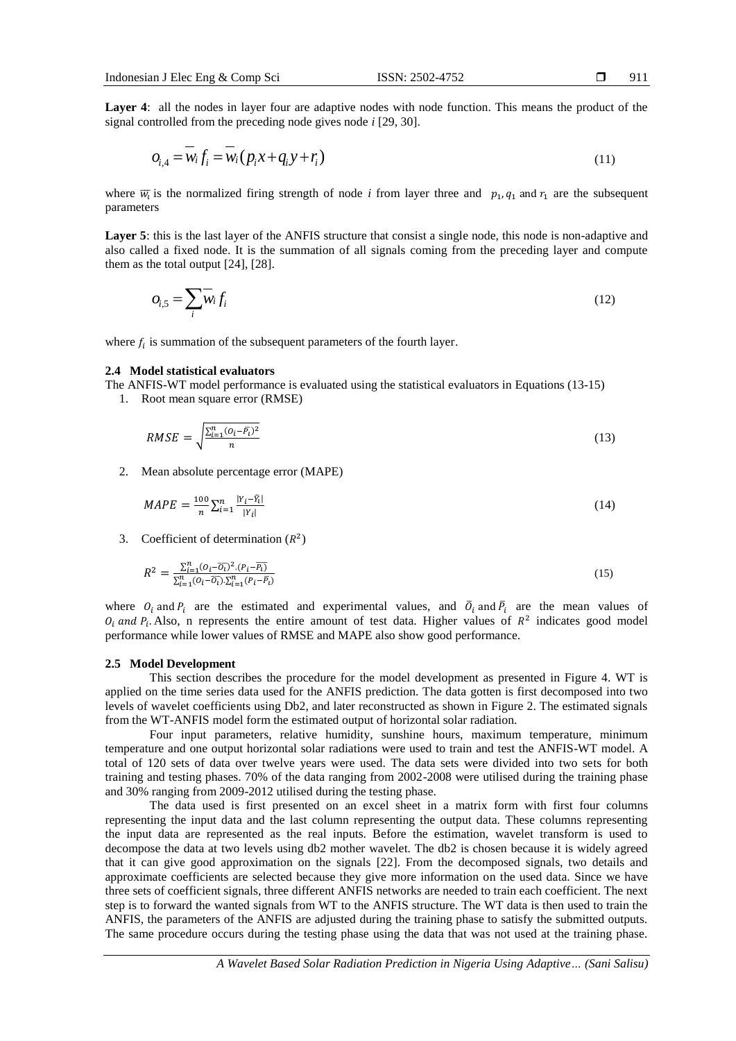**Layer 4**: all the nodes in layer four are adaptive nodes with node function. This means the product of the signal controlled from the preceding node gives node *i* [29, 30].

$$O_{i,4} = \overline{w}_i f_i = \overline{w}_i (p_i x + q_i y + r_i) \tag{11}$$

where $\overline{w_i}$ is the normalized firing strength of node *i* from layer three and $p_1, q_1$ and $r_1$ are the subsequent parameters

**Layer 5**: this is the last layer of the ANFIS structure that consist a single node, this node is non-adaptive and also called a fixed node. It is the summation of all signals coming from the preceding layer and compute them as the total output [24], [28].

$$O_{i,5} = \sum_i \overline{w}_i f_i \tag{12}$$

where $f_i$ is summation of the subsequent parameters of the fourth layer.

### 2.4 Model statistical evaluators

The ANFIS-WT model performance is evaluated using the statistical evaluators in Equations (13-15)

1. Root mean square error (RMSE)

$$RMSE = \sqrt{\frac{\sum_{i=1}^{n}(O_i - \bar{P_i})^2}{n}} \tag{13}$$

2. Mean absolute percentage error (MAPE)

$$MAPE = \frac{100}{n}\sum_{i=1}^{n}\frac{|Y_i - \hat{Y_i}|}{|Y_i|} \tag{14}$$

3. Coefficient of determination ($R^2$)

$$R^2 = \frac{\sum_{i=1}^{n}(O_i - \overline{O_i})^2 . (P_i - \overline{P_i})}{\sum_{i=1}^{n}(O_i - \overline{O_i}) . \sum_{i=1}^{n}(P_i - \overline{P_i})} \tag{15}$$

where $O_i$ and $P_i$ are the estimated and experimental values, and $\bar{O}_i$ and $\bar{P}_i$ are the mean values of $O_i$ *and* $P_i$. Also, n represents the entire amount of test data. Higher values of $R^2$ indicates good model performance while lower values of RMSE and MAPE also show good performance.

### 2.5 Model Development

This section describes the procedure for the model development as presented in Figure 4. WT is applied on the time series data used for the ANFIS prediction. The data gotten is first decomposed into two levels of wavelet coefficients using Db2, and later reconstructed as shown in Figure 2. The estimated signals from the WT-ANFIS model form the estimated output of horizontal solar radiation.

Four input parameters, relative humidity, sunshine hours, maximum temperature, minimum temperature and one output horizontal solar radiations were used to train and test the ANFIS-WT model. A total of 120 sets of data over twelve years were used. The data sets were divided into two sets for both training and testing phases. 70% of the data ranging from 2002-2008 were utilised during the training phase and 30% ranging from 2009-2012 utilised during the testing phase.

The data used is first presented on an excel sheet in a matrix form with first four columns representing the input data and the last column representing the output data. These columns representing the input data are represented as the real inputs. Before the estimation, wavelet transform is used to decompose the data at two levels using db2 mother wavelet. The db2 is chosen because it is widely agreed that it can give good approximation on the signals [22]. From the decomposed signals, two details and approximate coefficients are selected because they give more information on the used data. Since we have three sets of coefficient signals, three different ANFIS networks are needed to train each coefficient. The next step is to forward the wanted signals from WT to the ANFIS structure. The WT data is then used to train the ANFIS, the parameters of the ANFIS are adjusted during the training phase to satisfy the submitted outputs. The same procedure occurs during the testing phase using the data that was not used at the training phase.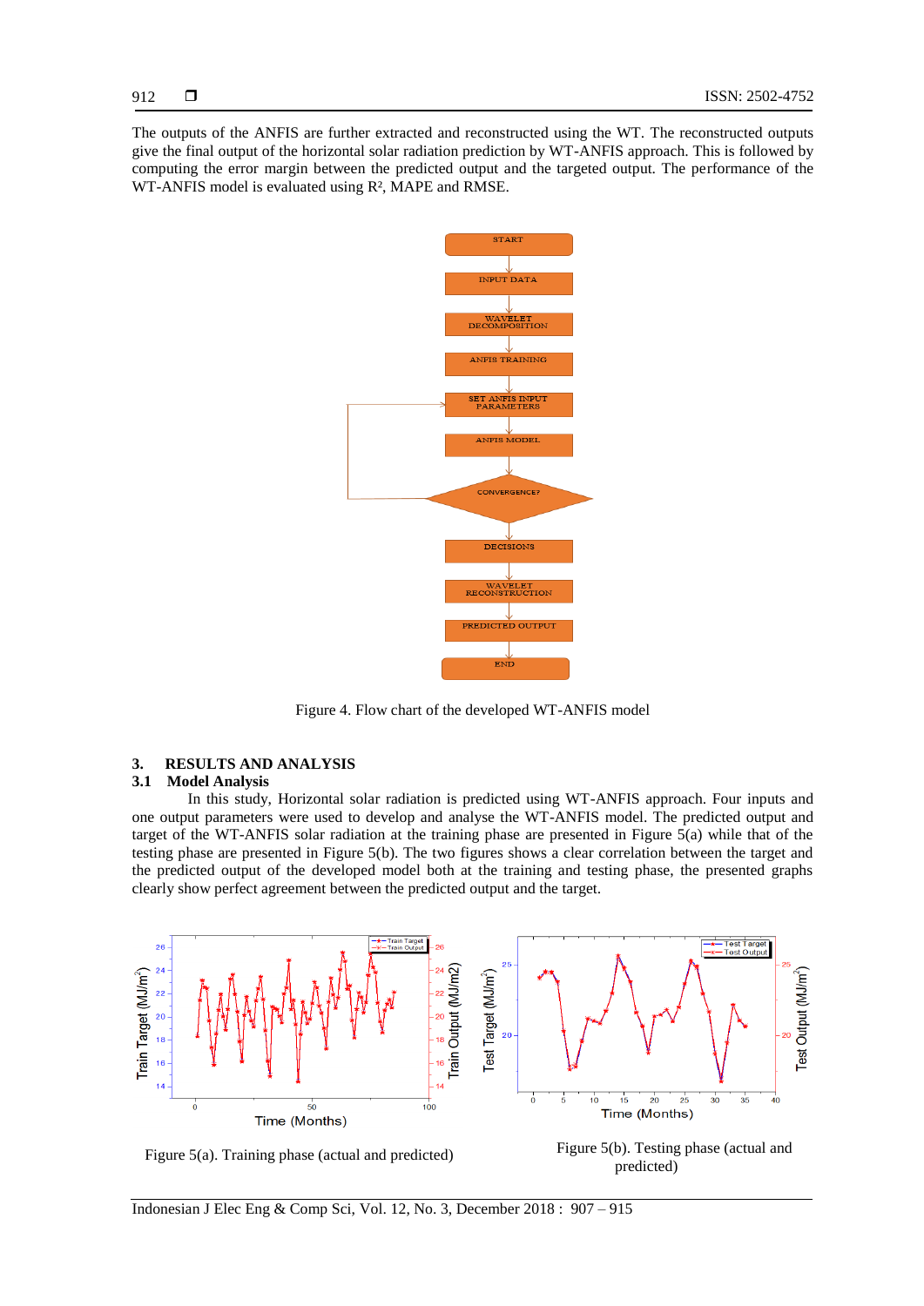The outputs of the ANFIS are further extracted and reconstructed using the WT. The reconstructed outputs give the final output of the horizontal solar radiation prediction by WT-ANFIS approach. This is followed by computing the error margin between the predicted output and the targeted output. The performance of the WT-ANFIS model is evaluated using $R^2$, MAPE and RMSE.

Figure 4. Flow chart of the developed WT-ANFIS model

## 3. RESULTS AND ANALYSIS

### 3.1 Model Analysis

In this study, Horizontal solar radiation is predicted using WT-ANFIS approach. Four inputs and one output parameters were used to develop and analyse the WT-ANFIS model. The predicted output and target of the WT-ANFIS solar radiation at the training phase are presented in Figure 5(a) while that of the testing phase are presented in Figure 5(b). The two figures shows a clear correlation between the target and the predicted output of the developed model both at the training and testing phase, the presented graphs clearly show perfect agreement between the predicted output and the target.

Figure 5(a). Training phase (actual and predicted)

Figure 5(b). Testing phase (actual and predicted)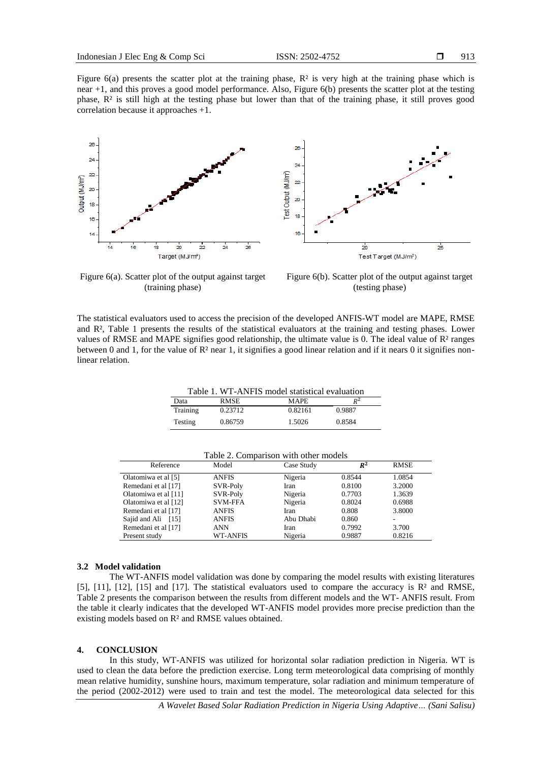Figure 6(a) presents the scatter plot at the training phase, $R^2$ is very high at the training phase which is near +1, and this proves a good model performance. Also, Figure 6(b) presents the scatter plot at the testing phase, $R^2$ is still high at the testing phase but lower than that of the training phase, it still proves good correlation because it approaches +1.

Figure 6(a). Scatter plot of the output against target (training phase)

Figure 6(b). Scatter plot of the output against target (testing phase)

The statistical evaluators used to access the precision of the developed ANFIS-WT model are MAPE, RMSE and $R^2$, Table 1 presents the results of the statistical evaluators at the training and testing phases. Lower values of RMSE and MAPE signifies good relationship, the ultimate value is 0. The ideal value of $R^2$ ranges between 0 and 1, for the value of $R^2$ near 1, it signifies a good linear relation and if it nears 0 it signifies non-linear relation.

Table 1. WT-ANFIS model statistical evaluation

| Data | RMSE | MAPE | $R^2$ |
|---|---|---|---|
| Training | 0.23712 | 0.82161 | 0.9887 |
| Testing | 0.86759 | 1.5026 | 0.8584 |

Table 2. Comparison with other models

| Reference | Model | Case Study | $R^2$ | RMSE |
|---|---|---|---|---|
| Olatomiwa et al [5] | ANFIS | Nigeria | 0.8544 | 1.0854 |
| Remedani et al [17] | SVR-Poly | Iran | 0.8100 | 3.2000 |
| Olatomiwa et al [11] | SVR-Poly | Nigeria | 0.7703 | 1.3639 |
| Olatomiwa et al [12] | SVM-FFA | Nigeria | 0.8024 | 0.6988 |
| Remedani et al [17] | ANFIS | Iran | 0.808 | 3.8000 |
| Sajid and Ali [15] | ANFIS | Abu Dhabi | 0.860 | - |
| Remedani et al [17] | ANN | Iran | 0.7992 | 3.700 |
| Present study | WT-ANFIS | Nigeria | 0.9887 | 0.8216 |

### 3.2 Model validation

The WT-ANFIS model validation was done by comparing the model results with existing literatures [5], [11], [12], [15] and [17]. The statistical evaluators used to compare the accuracy is $R^2$ and RMSE, Table 2 presents the comparison between the results from different models and the WT- ANFIS result. From the table it clearly indicates that the developed WT-ANFIS model provides more precise prediction than the existing models based on $R^2$ and RMSE values obtained.

## 4. CONCLUSION

In this study, WT-ANFIS was utilized for horizontal solar radiation prediction in Nigeria. WT is used to clean the data before the prediction exercise. Long term meteorological data comprising of monthly mean relative humidity, sunshine hours, maximum temperature, solar radiation and minimum temperature of the period (2002-2012) were used to train and test the model. The meteorological data selected for this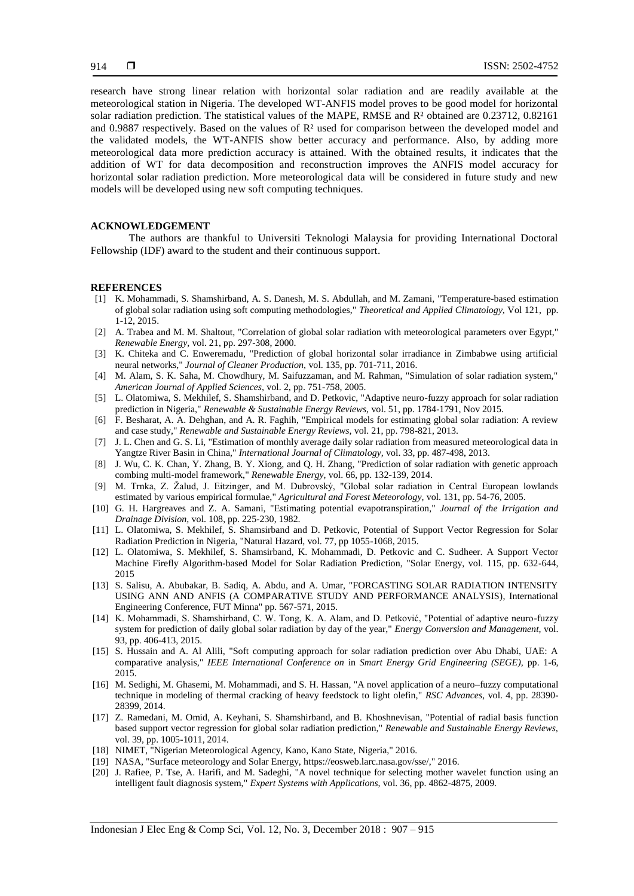research have strong linear relation with horizontal solar radiation and are readily available at the meteorological station in Nigeria. The developed WT-ANFIS model proves to be good model for horizontal solar radiation prediction. The statistical values of the MAPE, RMSE and $R^2$ obtained are 0.23712, 0.82161 and 0.9887 respectively. Based on the values of $R^2$ used for comparison between the developed model and the validated models, the WT-ANFIS show better accuracy and performance. Also, by adding more meteorological data more prediction accuracy is attained. With the obtained results, it indicates that the addition of WT for data decomposition and reconstruction improves the ANFIS model accuracy for horizontal solar radiation prediction. More meteorological data will be considered in future study and new models will be developed using new soft computing techniques.

## ACKNOWLEDGEMENT

The authors are thankful to Universiti Teknologi Malaysia for providing International Doctoral Fellowship (IDF) award to the student and their continuous support.

## REFERENCES

[1] K. Mohammadi, S. Shamshirband, A. S. Danesh, M. S. Abdullah, and M. Zamani, "Temperature-based estimation of global solar radiation using soft computing methodologies," *Theoretical and Applied Climatology,* Vol 121, pp. 1-12, 2015.

[2] A. Trabea and M. M. Shaltout, "Correlation of global solar radiation with meteorological parameters over Egypt," *Renewable Energy,* vol. 21, pp. 297-308, 2000.

[3] K. Chiteka and C. Enweremadu, "Prediction of global horizontal solar irradiance in Zimbabwe using artificial neural networks," *Journal of Cleaner Production,* vol. 135, pp. 701-711, 2016.

[4] M. Alam, S. K. Saha, M. Chowdhury, M. Saifuzzaman, and M. Rahman, "Simulation of solar radiation system," *American Journal of Applied Sciences,* vol. 2, pp. 751-758, 2005.

[5] L. Olatomiwa, S. Mekhilef, S. Shamshirband, and D. Petkovic, "Adaptive neuro-fuzzy approach for solar radiation prediction in Nigeria," *Renewable & Sustainable Energy Reviews,* vol. 51, pp. 1784-1791, Nov 2015.

[6] F. Besharat, A. A. Dehghan, and A. R. Faghih, "Empirical models for estimating global solar radiation: A review and case study," *Renewable and Sustainable Energy Reviews,* vol. 21, pp. 798-821, 2013.

[7] J. L. Chen and G. S. Li, "Estimation of monthly average daily solar radiation from measured meteorological data in Yangtze River Basin in China," *International Journal of Climatology,* vol. 33, pp. 487-498, 2013.

[8] J. Wu, C. K. Chan, Y. Zhang, B. Y. Xiong, and Q. H. Zhang, "Prediction of solar radiation with genetic approach combing multi-model framework," *Renewable Energy,* vol. 66, pp. 132-139, 2014.

[9] M. Trnka, Z. Žalud, J. Eitzinger, and M. Dubrovský, "Global solar radiation in Central European lowlands estimated by various empirical formulae," *Agricultural and Forest Meteorology,* vol. 131, pp. 54-76, 2005.

[10] G. H. Hargreaves and Z. A. Samani, "Estimating potential evapotranspiration," *Journal of the Irrigation and Drainage Division,* vol. 108, pp. 225-230, 1982.

[11] L. Olatomiwa, S. Mekhilef, S. Shamsirband and D. Petkovic, Potential of Support Vector Regression for Solar Radiation Prediction in Nigeria, "Natural Hazard, vol. 77, pp 1055-1068, 2015.

[12] L. Olatomiwa, S. Mekhilef, S. Shamsirband, K. Mohammadi, D. Petkovic and C. Sudheer. A Support Vector Machine Firefly Algorithm-based Model for Solar Radiation Prediction, "Solar Energy, vol. 115, pp. 632-644, 2015

[13] S. Salisu, A. Abubakar, B. Sadiq, A. Abdu, and A. Umar, "FORCASTING SOLAR RADIATION INTENSITY USING ANN AND ANFIS (A COMPARATIVE STUDY AND PERFORMANCE ANALYSIS), International Engineering Conference, FUT Minna" pp. 567-571, 2015.

[14] K. Mohammadi, S. Shamshirband, C. W. Tong, K. A. Alam, and D. Petković, "Potential of adaptive neuro-fuzzy system for prediction of daily global solar radiation by day of the year," *Energy Conversion and Management,* vol. 93, pp. 406-413, 2015.

[15] S. Hussain and A. Al Alili, "Soft computing approach for solar radiation prediction over Abu Dhabi, UAE: A comparative analysis," *IEEE International Conference on* in *Smart Energy Grid Engineering (SEGE),* pp. 1-6, 2015.

[16] M. Sedighi, M. Ghasemi, M. Mohammadi, and S. H. Hassan, "A novel application of a neuro–fuzzy computational technique in modeling of thermal cracking of heavy feedstock to light olefin," *RSC Advances,* vol. 4, pp. 28390-28399, 2014.

[17] Z. Ramedani, M. Omid, A. Keyhani, S. Shamshirband, and B. Khoshnevisan, "Potential of radial basis function based support vector regression for global solar radiation prediction," *Renewable and Sustainable Energy Reviews,* vol. 39, pp. 1005-1011, 2014.

[18] NIMET, "Nigerian Meteorological Agency, Kano, Kano State, Nigeria," 2016.

[19] NASA, "Surface meteorology and Solar Energy, https://eosweb.larc.nasa.gov/sse/," 2016.

[20] J. Rafiee, P. Tse, A. Harifi, and M. Sadeghi, "A novel technique for selecting mother wavelet function using an intelligent fault diagnosis system," *Expert Systems with Applications,* vol. 36, pp. 4862-4875, 2009.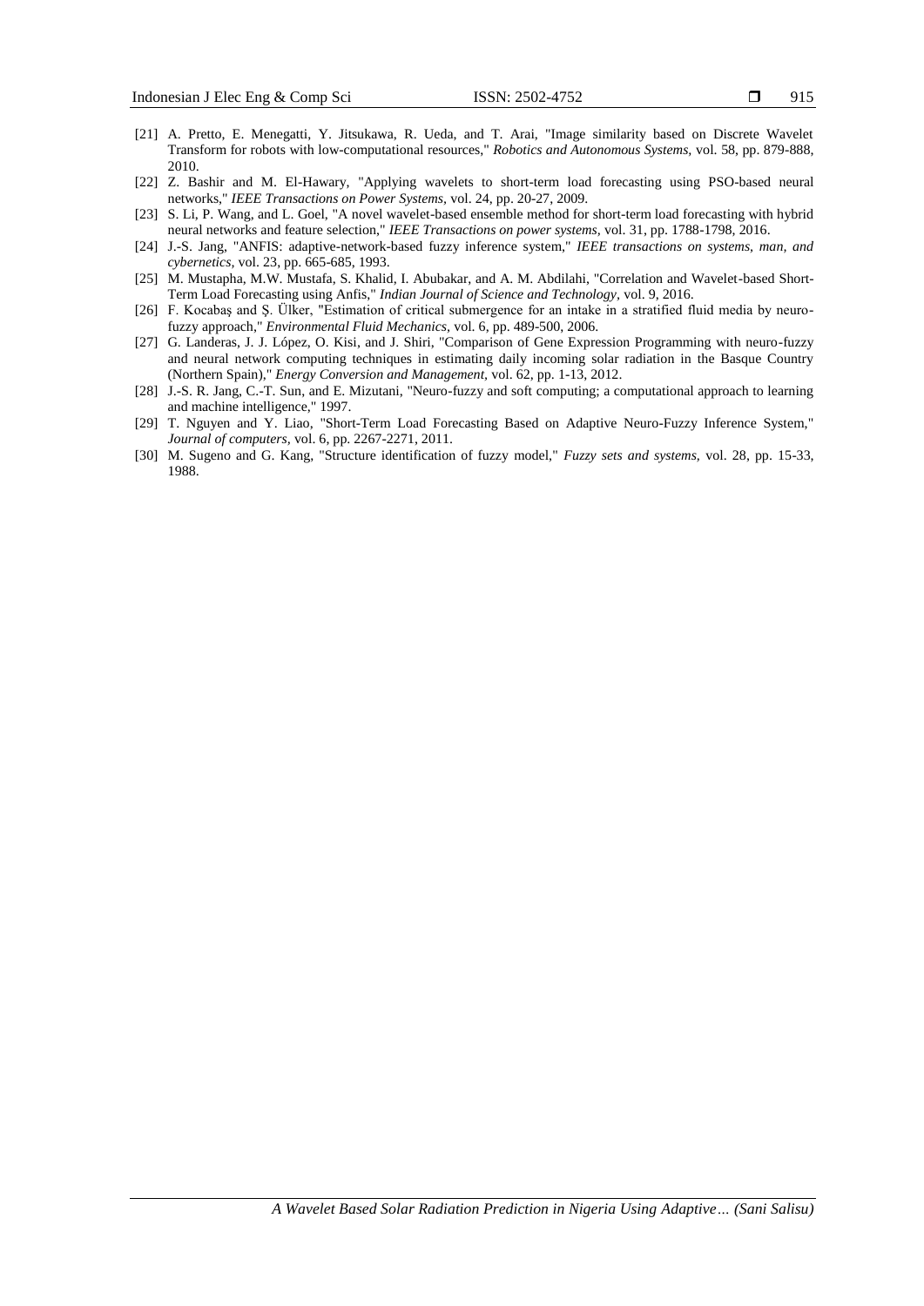[21] A. Pretto, E. Menegatti, Y. Jitsukawa, R. Ueda, and T. Arai, "Image similarity based on Discrete Wavelet Transform for robots with low-computational resources," *Robotics and Autonomous Systems*, vol. 58, pp. 879-888, 2010.

[22] Z. Bashir and M. El-Hawary, "Applying wavelets to short-term load forecasting using PSO-based neural networks," *IEEE Transactions on Power Systems*, vol. 24, pp. 20-27, 2009.

[23] S. Li, P. Wang, and L. Goel, "A novel wavelet-based ensemble method for short-term load forecasting with hybrid neural networks and feature selection," *IEEE Transactions on power systems*, vol. 31, pp. 1788-1798, 2016.

[24] J.-S. Jang, "ANFIS: adaptive-network-based fuzzy inference system," *IEEE transactions on systems, man, and cybernetics*, vol. 23, pp. 665-685, 1993.

[25] M. Mustapha, M.W. Mustafa, S. Khalid, I. Abubakar, and A. M. Abdilahi, "Correlation and Wavelet-based Short-Term Load Forecasting using Anfis," *Indian Journal of Science and Technology*, vol. 9, 2016.

[26] F. Kocabaş and Ş. Ülker, "Estimation of critical submergence for an intake in a stratified fluid media by neuro-fuzzy approach," *Environmental Fluid Mechanics*, vol. 6, pp. 489-500, 2006.

[27] G. Landeras, J. J. López, O. Kisi, and J. Shiri, "Comparison of Gene Expression Programming with neuro-fuzzy and neural network computing techniques in estimating daily incoming solar radiation in the Basque Country (Northern Spain)," *Energy Conversion and Management*, vol. 62, pp. 1-13, 2012.

[28] J.-S. R. Jang, C.-T. Sun, and E. Mizutani, "Neuro-fuzzy and soft computing; a computational approach to learning and machine intelligence," 1997.

[29] T. Nguyen and Y. Liao, "Short-Term Load Forecasting Based on Adaptive Neuro-Fuzzy Inference System," *Journal of computers*, vol. 6, pp. 2267-2271, 2011.

[30] M. Sugeno and G. Kang, "Structure identification of fuzzy model," *Fuzzy sets and systems*, vol. 28, pp. 15-33, 1988.